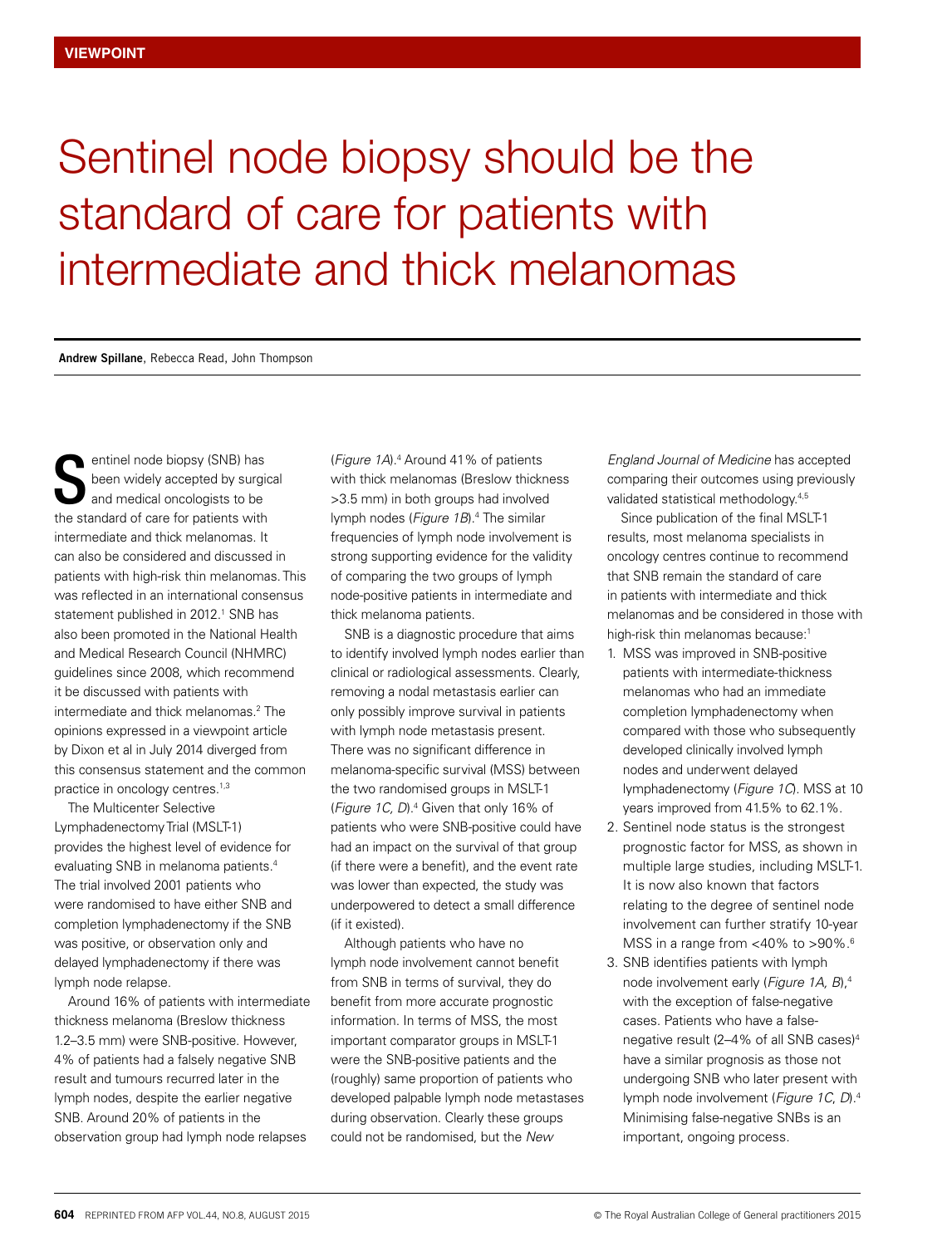VIEWPOINT

# Sentinel node biopsy should be the standard of care for patients with intermediate and thick melanomas

**Andrew Spillane**, Rebecca Read, John Thompson

Sentinel node biopsy (SNB) has been widely accepted by surgical and medical oncologists to be the standard of care for patients with intermediate and thick melanomas. It can also be considered and discussed in patients with high-risk thin melanomas. This was reflected in an international consensus statement published in 2012.[1] SNB has also been promoted in the National Health and Medical Research Council (NHMRC) guidelines since 2008, which recommend it be discussed with patients with intermediate and thick melanomas.[2] The opinions expressed in a viewpoint article by Dixon et al in July 2014 diverged from this consensus statement and the common practice in oncology centres.[1,3]

The Multicenter Selective Lymphadenectomy Trial (MSLT-1) provides the highest level of evidence for evaluating SNB in melanoma patients.[4] The trial involved 2001 patients who were randomised to have either SNB and completion lymphadenectomy if the SNB was positive, or observation only and delayed lymphadenectomy if there was lymph node relapse.

Around 16% of patients with intermediate thickness melanoma (Breslow thickness 1.2–3.5 mm) were SNB-positive. However, 4% of patients had a falsely negative SNB result and tumours recurred later in the lymph nodes, despite the earlier negative SNB. Around 20% of patients in the observation group had lymph node relapses (*Figure 1A*).[4] Around 41% of patients with thick melanomas (Breslow thickness >3.5 mm) in both groups had involved lymph nodes (*Figure 1B*).[4] The similar frequencies of lymph node involvement is strong supporting evidence for the validity of comparing the two groups of lymph node-positive patients in intermediate and thick melanoma patients.

SNB is a diagnostic procedure that aims to identify involved lymph nodes earlier than clinical or radiological assessments. Clearly, removing a nodal metastasis earlier can only possibly improve survival in patients with lymph node metastasis present. There was no significant difference in melanoma-specific survival (MSS) between the two randomised groups in MSLT-1 (*Figure 1C, D*).[4] Given that only 16% of patients who were SNB-positive could have had an impact on the survival of that group (if there were a benefit), and the event rate was lower than expected, the study was underpowered to detect a small difference (if it existed).

Although patients who have no lymph node involvement cannot benefit from SNB in terms of survival, they do benefit from more accurate prognostic information. In terms of MSS, the most important comparator groups in MSLT-1 were the SNB-positive patients and the (roughly) same proportion of patients who developed palpable lymph node metastases during observation. Clearly these groups could not be randomised, but the *New England Journal of Medicine* has accepted comparing their outcomes using previously validated statistical methodology.[4,5]

Since publication of the final MSLT-1 results, most melanoma specialists in oncology centres continue to recommend that SNB remain the standard of care in patients with intermediate and thick melanomas and be considered in those with high-risk thin melanomas because:[1]

1. MSS was improved in SNB-positive patients with intermediate-thickness melanomas who had an immediate completion lymphadenectomy when compared with those who subsequently developed clinically involved lymph nodes and underwent delayed lymphadenectomy (*Figure 1C*). MSS at 10 years improved from 41.5% to 62.1%.
2. Sentinel node status is the strongest prognostic factor for MSS, as shown in multiple large studies, including MSLT-1. It is now also known that factors relating to the degree of sentinel node involvement can further stratify 10-year MSS in a range from <40% to >90%.[6]
3. SNB identifies patients with lymph node involvement early (*Figure 1A, B*),[4] with the exception of false-negative cases. Patients who have a false-negative result (2–4% of all SNB cases)[4] have a similar prognosis as those not undergoing SNB who later present with lymph node involvement (*Figure 1C, D*).[4] Minimising false-negative SNBs is an important, ongoing process.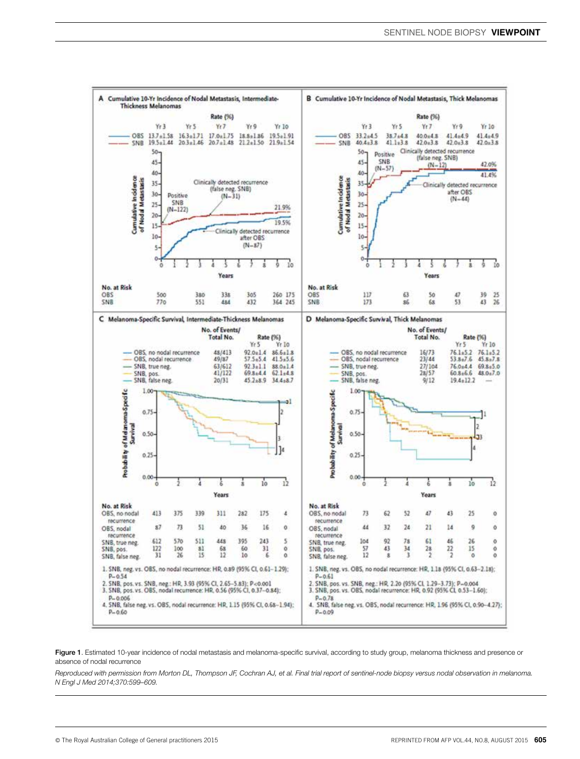**Figure 1.** Estimated 10-year incidence of nodal metastasis and melanoma-specific survival, according to study group, melanoma thickness and presence or absence of nodal recurrence

*Reproduced with permission from Morton DL, Thompson JF, Cochran AJ, et al. Final trial report of sentinel-node biopsy versus nodal observation in melanoma. N Engl J Med 2014;370:599–609.*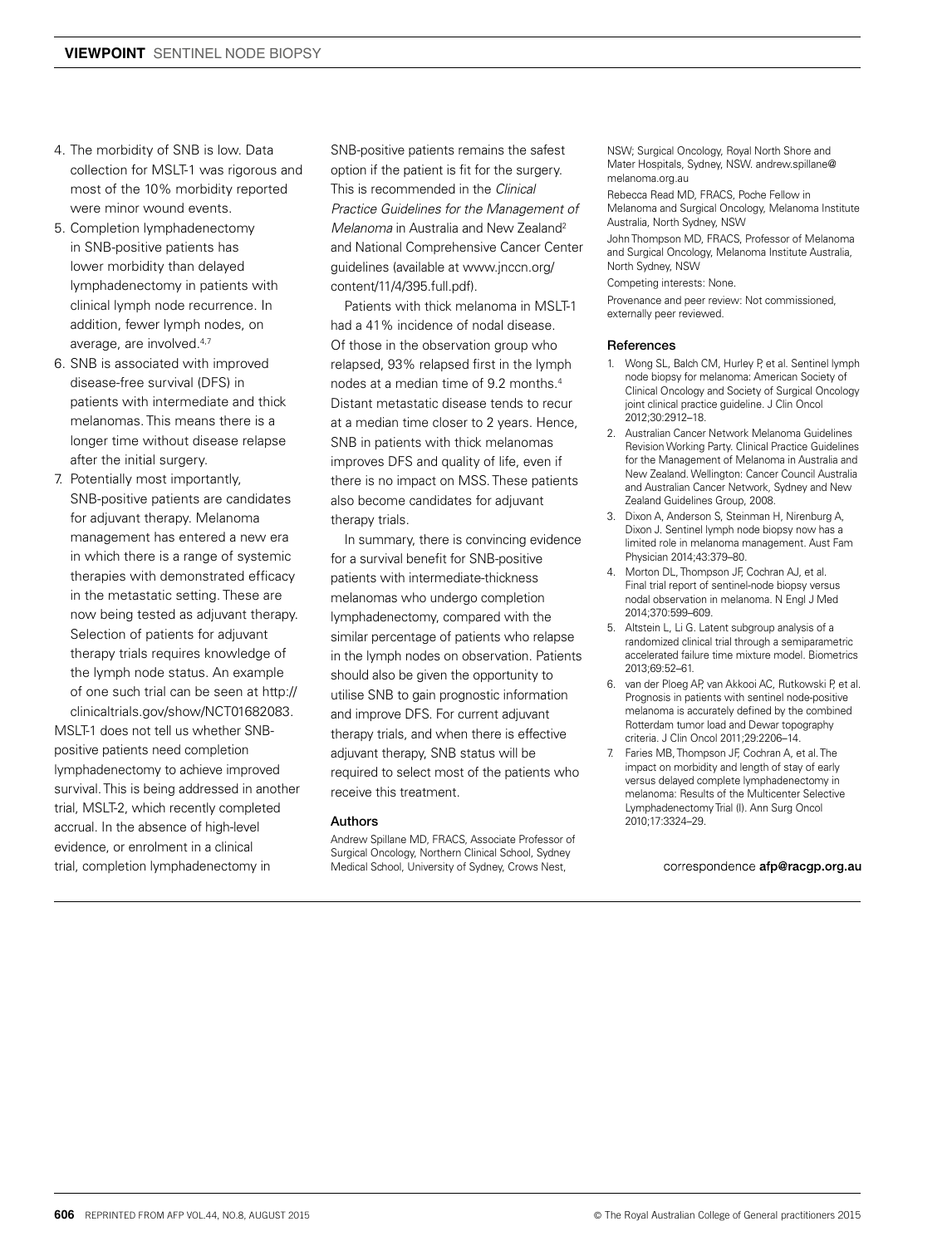4. The morbidity of SNB is low. Data collection for MSLT-1 was rigorous and most of the 10% morbidity reported were minor wound events.
5. Completion lymphadenectomy in SNB-positive patients has lower morbidity than delayed lymphadenectomy in patients with clinical lymph node recurrence. In addition, fewer lymph nodes, on average, are involved.[4,7]
6. SNB is associated with improved disease-free survival (DFS) in patients with intermediate and thick melanomas. This means there is a longer time without disease relapse after the initial surgery.
7. Potentially most importantly, SNB-positive patients are candidates for adjuvant therapy. Melanoma management has entered a new era in which there is a range of systemic therapies with demonstrated efficacy in the metastatic setting. These are now being tested as adjuvant therapy. Selection of patients for adjuvant therapy trials requires knowledge of the lymph node status. An example of one such trial can be seen at http://clinicaltrials.gov/show/NCT01682083.

MSLT-1 does not tell us whether SNB-positive patients need completion lymphadenectomy to achieve improved survival. This is being addressed in another trial, MSLT-2, which recently completed accrual. In the absence of high-level evidence, or enrolment in a clinical trial, completion lymphadenectomy in SNB-positive patients remains the safest option if the patient is fit for the surgery. This is recommended in the *Clinical Practice Guidelines for the Management of Melanoma* in Australia and New Zealand[2] and National Comprehensive Cancer Center guidelines (available at www.jnccn.org/content/11/4/395.full.pdf).

Patients with thick melanoma in MSLT-1 had a 41% incidence of nodal disease. Of those in the observation group who relapsed, 93% relapsed first in the lymph nodes at a median time of 9.2 months.[4] Distant metastatic disease tends to recur at a median time closer to 2 years. Hence, SNB in patients with thick melanomas improves DFS and quality of life, even if there is no impact on MSS. These patients also become candidates for adjuvant therapy trials.

In summary, there is convincing evidence for a survival benefit for SNB-positive patients with intermediate-thickness melanomas who undergo completion lymphadenectomy, compared with the similar percentage of patients who relapse in the lymph nodes on observation. Patients should also be given the opportunity to utilise SNB to gain prognostic information and improve DFS. For current adjuvant therapy trials, and when there is effective adjuvant therapy, SNB status will be required to select most of the patients who receive this treatment.

## Authors

Andrew Spillane MD, FRACS, Associate Professor of Surgical Oncology, Northern Clinical School, Sydney Medical School, University of Sydney, Crows Nest, NSW; Surgical Oncology, Royal North Shore and Mater Hospitals, Sydney, NSW. andrew.spillane@melanoma.org.au

Rebecca Read MD, FRACS, Poche Fellow in Melanoma and Surgical Oncology, Melanoma Institute Australia, North Sydney, NSW

John Thompson MD, FRACS, Professor of Melanoma and Surgical Oncology, Melanoma Institute Australia, North Sydney, NSW

Competing interests: None.

Provenance and peer review: Not commissioned, externally peer reviewed.

## References

1. Wong SL, Balch CM, Hurley P, et al. Sentinel lymph node biopsy for melanoma: American Society of Clinical Oncology and Society of Surgical Oncology joint clinical practice guideline. J Clin Oncol 2012;30:2912–18.
2. Australian Cancer Network Melanoma Guidelines Revision Working Party. Clinical Practice Guidelines for the Management of Melanoma in Australia and New Zealand. Wellington: Cancer Council Australia and Australian Cancer Network, Sydney and New Zealand Guidelines Group, 2008.
3. Dixon A, Anderson S, Steinman H, Nirenburg A, Dixon J. Sentinel lymph node biopsy now has a limited role in melanoma management. Aust Fam Physician 2014;43:379–80.
4. Morton DL, Thompson JF, Cochran AJ, et al. Final trial report of sentinel-node biopsy versus nodal observation in melanoma. N Engl J Med 2014;370:599–609.
5. Altstein L, Li G. Latent subgroup analysis of a randomized clinical trial through a semiparametric accelerated failure time mixture model. Biometrics 2013;69:52–61.
6. van der Ploeg AP, van Akkooi AC, Rutkowski P, et al. Prognosis in patients with sentinel node-positive melanoma is accurately defined by the combined Rotterdam tumor load and Dewar topography criteria. J Clin Oncol 2011;29:2206–14.
7. Faries MB, Thompson JF, Cochran A, et al. The impact on morbidity and length of stay of early versus delayed complete lymphadenectomy in melanoma: Results of the Multicenter Selective Lymphadenectomy Trial (I). Ann Surg Oncol 2010;17:3324–29.

correspondence **afp@racgp.org.au**